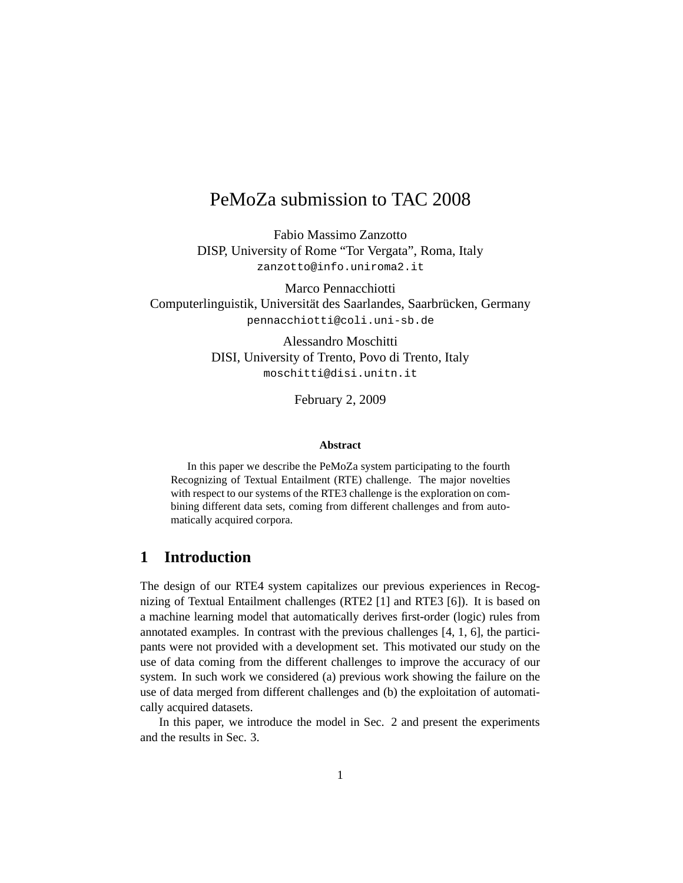# PeMoZa submission to TAC 2008

Fabio Massimo Zanzotto
DISP, University of Rome "Tor Vergata", Roma, Italy
zanzotto@info.uniroma2.it

Marco Pennacchiotti
Computerlinguistik, Universität des Saarlandes, Saarbrücken, Germany
pennacchiotti@coli.uni-sb.de

Alessandro Moschitti
DISI, University of Trento, Povo di Trento, Italy
moschitti@disi.unitn.it

February 2, 2009

**Abstract**

In this paper we describe the PeMoZa system participating to the fourth Recognizing of Textual Entailment (RTE) challenge. The major novelties with respect to our systems of the RTE3 challenge is the exploration on combining different data sets, coming from different challenges and from automatically acquired corpora.

## 1 Introduction

The design of our RTE4 system capitalizes our previous experiences in Recognizing of Textual Entailment challenges (RTE2 [1] and RTE3 [6]). It is based on a machine learning model that automatically derives first-order (logic) rules from annotated examples. In contrast with the previous challenges [4, 1, 6], the participants were not provided with a development set. This motivated our study on the use of data coming from the different challenges to improve the accuracy of our system. In such work we considered (a) previous work showing the failure on the use of data merged from different challenges and (b) the exploitation of automatically acquired datasets.

In this paper, we introduce the model in Sec. 2 and present the experiments and the results in Sec. 3.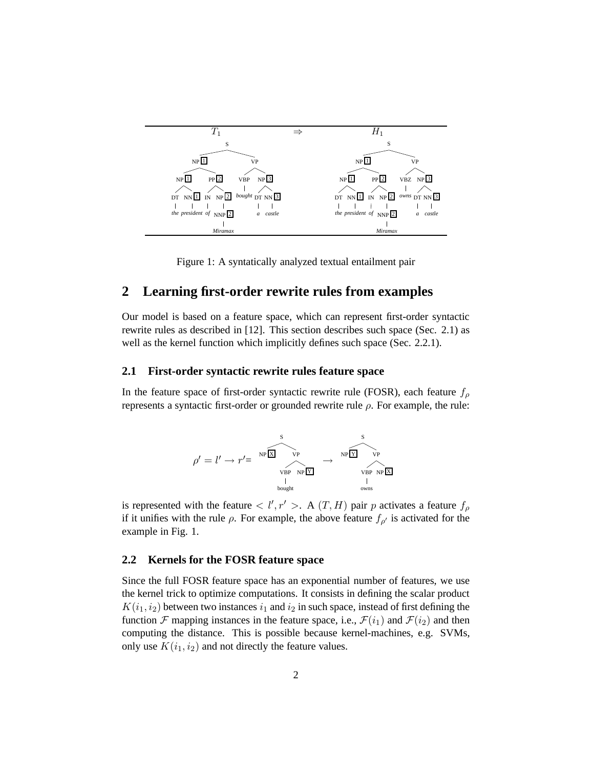Figure 1: A syntatically analyzed textual entailment pair

## 2 Learning first-order rewrite rules from examples

Our model is based on a feature space, which can represent first-order syntactic rewrite rules as described in [12]. This section describes such space (Sec. 2.1) as well as the kernel function which implicitly defines such space (Sec. 2.2.1).

### 2.1 First-order syntactic rewrite rules feature space

In the feature space of first-order syntactic rewrite rule (FOSR), each feature $f_\rho$ represents a syntactic first-order or grounded rewrite rule $\rho$. For example, the rule:

$$\rho' = l' \rightarrow r' =$$

is represented with the feature $< l', r' >$. A $(T, H)$ pair $p$ activates a feature $f_\rho$ if it unifies with the rule $\rho$. For example, the above feature $f_{\rho'}$ is activated for the example in Fig. 1.

### 2.2 Kernels for the FOSR feature space

Since the full FOSR feature space has an exponential number of features, we use the kernel trick to optimize computations. It consists in defining the scalar product $K(i_1, i_2)$ between two instances $i_1$ and $i_2$ in such space, instead of first defining the function $\mathcal{F}$ mapping instances in the feature space, i.e., $\mathcal{F}(i_1)$ and $\mathcal{F}(i_2)$ and then computing the distance. This is possible because kernel-machines, e.g. SVMs, only use $K(i_1, i_2)$ and not directly the feature values.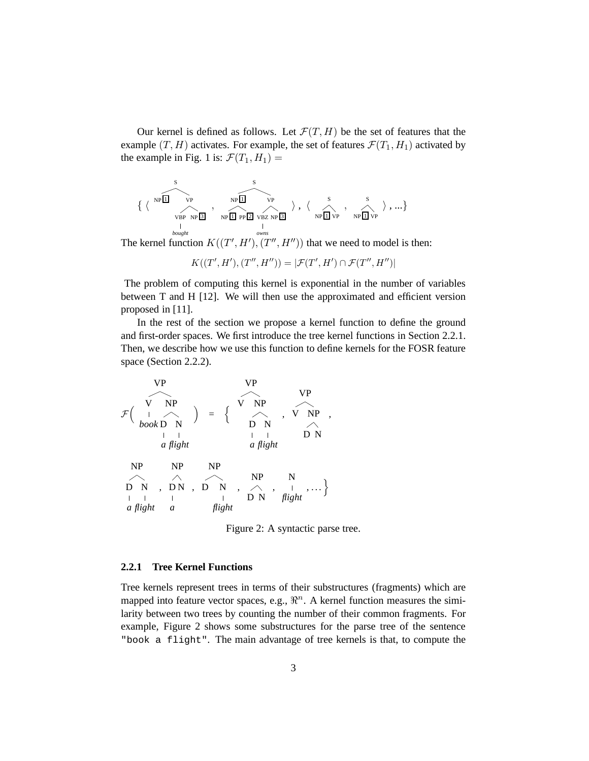Our kernel is defined as follows. Let $\mathcal{F}(T, H)$ be the set of features that the example $(T, H)$ activates. For example, the set of features $\mathcal{F}(T_1, H_1)$ activated by the example in Fig. 1 is: $\mathcal{F}(T_1, H_1) =$

$$\{ \langle \text{(S (NP 1) (VP (VBP bought) (NP 3)))}, \text{(S (NP 1 (NP 1) (PP 2)) (VP (VBZ owns) (NP 3)))} \rangle, \langle \text{(S (NP 1) (VP))}, \text{(S (NP 1) (VP))} \rangle, ...\}$$

The kernel function $K((T', H'), (T'', H''))$ that we need to model is then:

$$K((T', H'), (T'', H'')) = |\mathcal{F}(T', H') \cap \mathcal{F}(T'', H'')|$$

The problem of computing this kernel is exponential in the number of variables between T and H [12]. We will then use the approximated and efficient version proposed in [11].

In the rest of the section we propose a kernel function to define the ground and first-order spaces. We first introduce the tree kernel functions in Section 2.2.1. Then, we describe how we use this function to define kernels for the FOSR feature space (Section 2.2.2).

$$\mathcal{F}\Big(\text{(VP (V book) (NP (D a) (N flight)))}\Big) = \Big\{ \text{(VP (V) (NP (D a) (N flight)))}, \text{(VP (V) (NP (D) (N)))}, \text{(NP (D a) (N flight))}, \text{(NP (D a) (N))}, \text{(NP (D) (N flight))}, \text{(NP (D) (N))}, \text{(N flight)}, \ldots \Big\}$$

Figure 2: A syntactic parse tree.

### 2.2.1 Tree Kernel Functions

Tree kernels represent trees in terms of their substructures (fragments) which are mapped into feature vector spaces, e.g., $\Re^n$. A kernel function measures the similarity between two trees by counting the number of their common fragments. For example, Figure 2 shows some substructures for the parse tree of the sentence `"book a flight"`. The main advantage of tree kernels is that, to compute the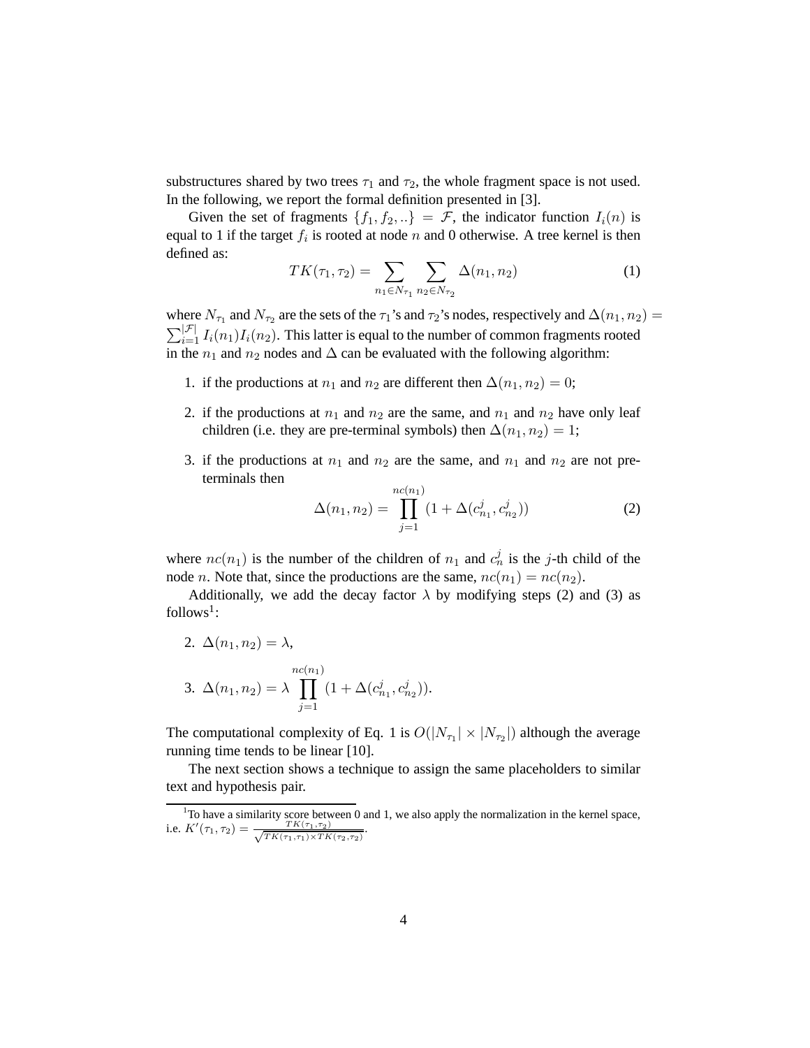substructures shared by two trees $\tau_1$ and $\tau_2$, the whole fragment space is not used. In the following, we report the formal definition presented in [3].

Given the set of fragments $\{f_1, f_2, ..\} = \mathcal{F}$, the indicator function $I_i(n)$ is equal to 1 if the target $f_i$ is rooted at node $n$ and 0 otherwise. A tree kernel is then defined as:

$$TK(\tau_1, \tau_2) = \sum_{n_1 \in N_{\tau_1}} \sum_{n_2 \in N_{\tau_2}} \Delta(n_1, n_2) \tag{1}$$

where $N_{\tau_1}$ and $N_{\tau_2}$ are the sets of the $\tau_1$'s and $\tau_2$'s nodes, respectively and $\Delta(n_1, n_2) = \sum_{i=1}^{|\mathcal{F}|} I_i(n_1) I_i(n_2)$. This latter is equal to the number of common fragments rooted in the $n_1$ and $n_2$ nodes and $\Delta$ can be evaluated with the following algorithm:

1. if the productions at $n_1$ and $n_2$ are different then $\Delta(n_1, n_2) = 0$;
2. if the productions at $n_1$ and $n_2$ are the same, and $n_1$ and $n_2$ have only leaf children (i.e. they are pre-terminal symbols) then $\Delta(n_1, n_2) = 1$;
3. if the productions at $n_1$ and $n_2$ are the same, and $n_1$ and $n_2$ are not pre-terminals then

$$\Delta(n_1, n_2) = \prod_{j=1}^{nc(n_1)} (1 + \Delta(c_{n_1}^j, c_{n_2}^j)) \tag{2}$$

where $nc(n_1)$ is the number of the children of $n_1$ and $c_n^j$ is the $j$-th child of the node $n$. Note that, since the productions are the same, $nc(n_1) = nc(n_2)$.

Additionally, we add the decay factor $\lambda$ by modifying steps (2) and (3) as follows[1]:

2. $\Delta(n_1, n_2) = \lambda$,
3. $\Delta(n_1, n_2) = \lambda \prod_{j=1}^{nc(n_1)} (1 + \Delta(c_{n_1}^j, c_{n_2}^j))$.

The computational complexity of Eq. 1 is $O(|N_{\tau_1}| \times |N_{\tau_2}|)$ although the average running time tends to be linear [10].

The next section shows a technique to assign the same placeholders to similar text and hypothesis pair.

[1] To have a similarity score between 0 and 1, we also apply the normalization in the kernel space, i.e. $K'(\tau_1, \tau_2) = \frac{TK(\tau_1, \tau_2)}{\sqrt{TK(\tau_1, \tau_1) \times TK(\tau_2, \tau_2)}}$.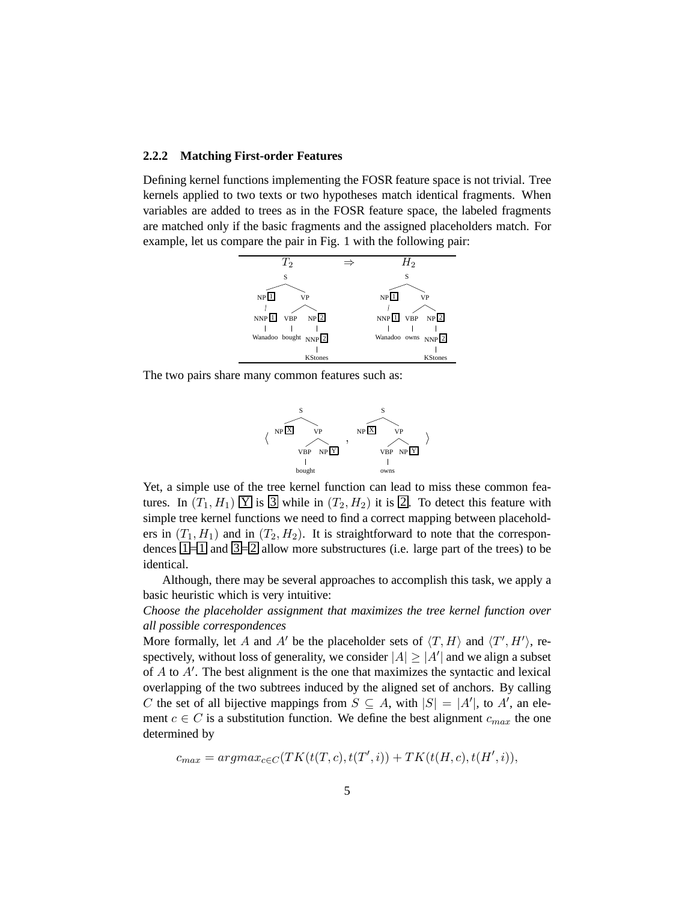### 2.2.2 Matching First-order Features

Defining kernel functions implementing the FOSR feature space is not trivial. Tree kernels applied to two texts or two hypotheses match identical fragments. When variables are added to trees as in the FOSR feature space, the labeled fragments are matched only if the basic fragments and the assigned placeholders match. For example, let us compare the pair in Fig. 1 with the following pair:

| $T_2$ | $\Rightarrow$ | $H_2$ |
|---|---|---|
| (S (NP 1 (NNP 1 Wanadoo)) (VP (VBP bought) (NP 2 (NNP 2 KStones)))) | | (S (NP 1 (NNP 1 Wanadoo)) (VP (VBP owns) (NP 2 (NNP 2 KStones)))) |

The two pairs share many common features such as:

$\langle$ (S (NP X) (VP (VBP bought) (NP Y))) , (S (NP X) (VP (VBP owns) (NP Y))) $\rangle$

Yet, a simple use of the tree kernel function can lead to miss these common features. In $(T_1, H_1)$ Y is 3 while in $(T_2, H_2)$ it is 2. To detect this feature with simple tree kernel functions we need to find a correct mapping between placeholders in $(T_1, H_1)$ and in $(T_2, H_2)$. It is straightforward to note that the correspondences 1=1 and 3=2 allow more substructures (i.e. large part of the trees) to be identical.

Although, there may be several approaches to accomplish this task, we apply a basic heuristic which is very intuitive:

*Choose the placeholder assignment that maximizes the tree kernel function over all possible correspondences*

More formally, let $A$ and $A'$ be the placeholder sets of $\langle T, H\rangle$ and $\langle T', H'\rangle$, respectively, without loss of generality, we consider $|A| \geq |A'|$ and we align a subset of $A$ to $A'$. The best alignment is the one that maximizes the syntactic and lexical overlapping of the two subtrees induced by the aligned set of anchors. By calling $C$ the set of all bijective mappings from $S \subseteq A$, with $|S| = |A'|$, to $A'$, an element $c \in C$ is a substitution function. We define the best alignment $c_{max}$ the one determined by

$$c_{max} = argmax_{c \in C}(TK(t(T, c), t(T', i)) + TK(t(H, c), t(H', i)),$$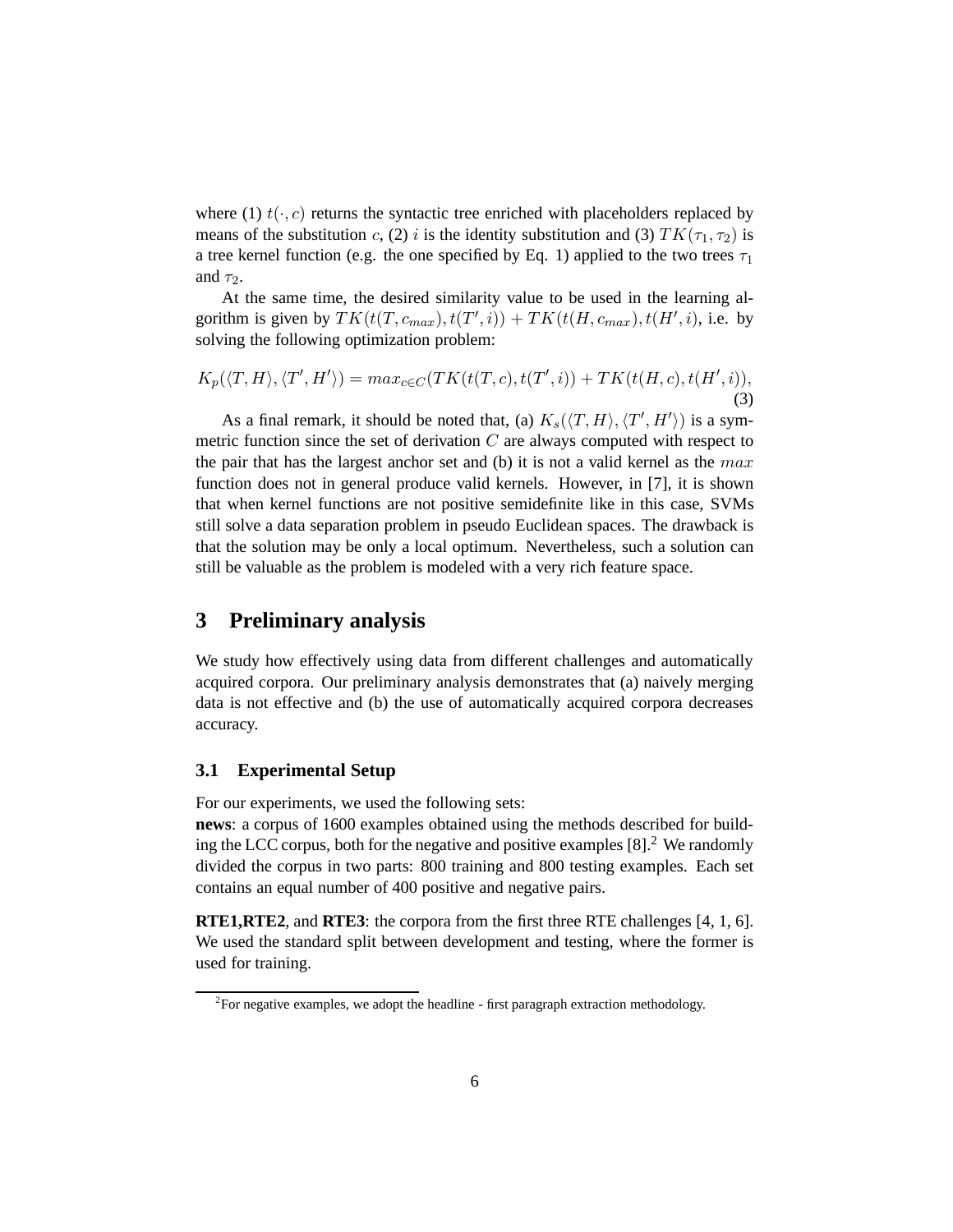where (1) $t(\cdot, c)$ returns the syntactic tree enriched with placeholders replaced by means of the substitution $c$, (2) $i$ is the identity substitution and (3) $TK(\tau_1, \tau_2)$ is a tree kernel function (e.g. the one specified by Eq. 1) applied to the two trees $\tau_1$ and $\tau_2$.

At the same time, the desired similarity value to be used in the learning algorithm is given by $TK(t(T, c_{max}), t(T', i)) + TK(t(H, c_{max}), t(H', i)$, i.e. by solving the following optimization problem:

$$K_p(\langle T, H \rangle, \langle T', H' \rangle) = max_{c \in C}(TK(t(T, c), t(T', i)) + TK(t(H, c), t(H', i)), \tag{3}$$

As a final remark, it should be noted that, (a) $K_s(\langle T, H \rangle, \langle T', H' \rangle)$ is a symmetric function since the set of derivation $C$ are always computed with respect to the pair that has the largest anchor set and (b) it is not a valid kernel as the $max$ function does not in general produce valid kernels. However, in [7], it is shown that when kernel functions are not positive semidefinite like in this case, SVMs still solve a data separation problem in pseudo Euclidean spaces. The drawback is that the solution may be only a local optimum. Nevertheless, such a solution can still be valuable as the problem is modeled with a very rich feature space.

## 3 Preliminary analysis

We study how effectively using data from different challenges and automatically acquired corpora. Our preliminary analysis demonstrates that (a) naively merging data is not effective and (b) the use of automatically acquired corpora decreases accuracy.

### 3.1 Experimental Setup

For our experiments, we used the following sets:

**news**: a corpus of 1600 examples obtained using the methods described for building the LCC corpus, both for the negative and positive examples [8].[2] We randomly divided the corpus in two parts: 800 training and 800 testing examples. Each set contains an equal number of 400 positive and negative pairs.

**RTE1,RTE2**, and **RTE3**: the corpora from the first three RTE challenges [4, 1, 6]. We used the standard split between development and testing, where the former is used for training.

[2]For negative examples, we adopt the headline - first paragraph extraction methodology.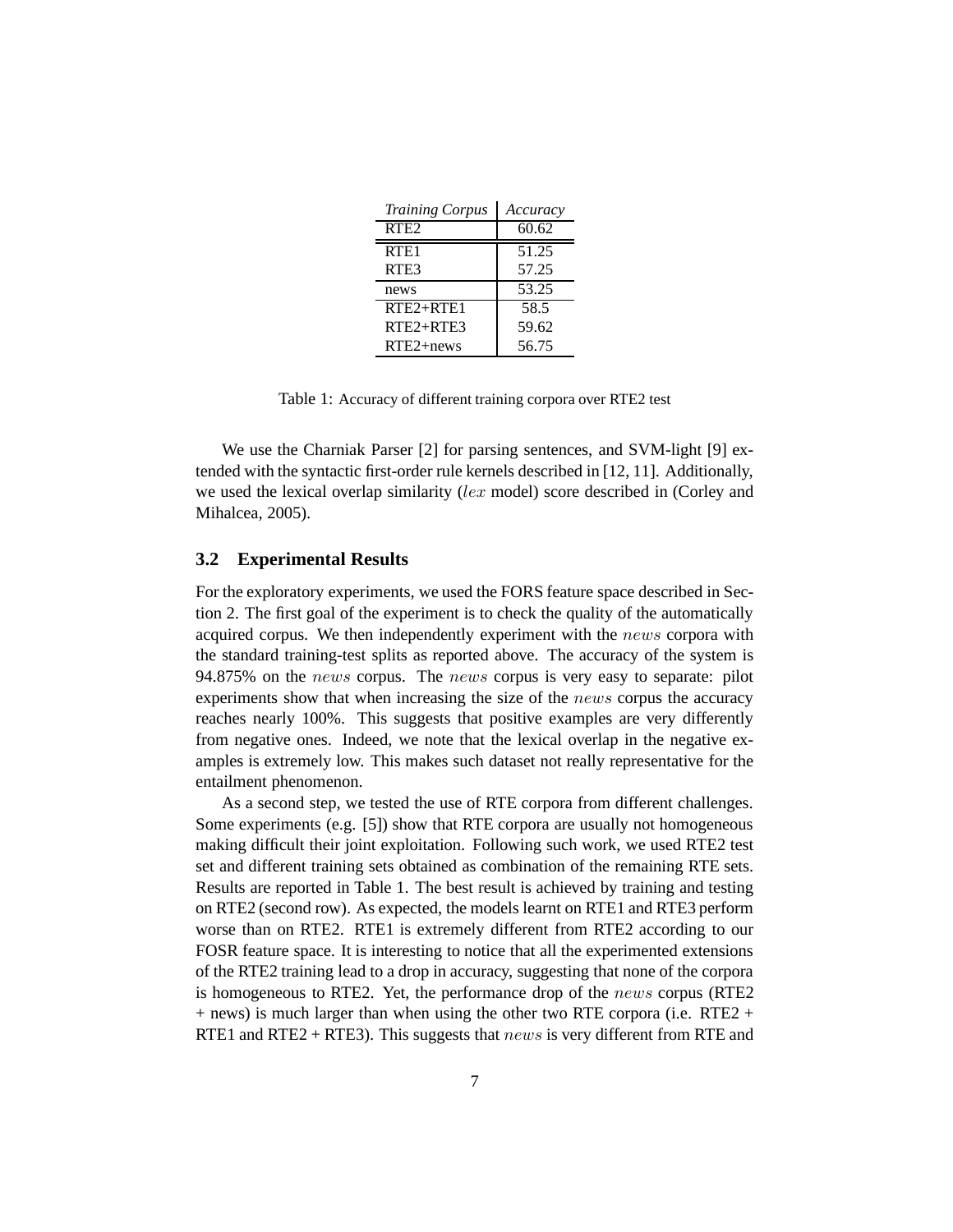| *Training Corpus* | *Accuracy* |
| --- | --- |
| RTE2 | 60.62 |
| RTE1 | 51.25 |
| RTE3 | 57.25 |
| news | 53.25 |
| RTE2+RTE1 | 58.5 |
| RTE2+RTE3 | 59.62 |
| RTE2+news | 56.75 |

Table 1: Accuracy of different training corpora over RTE2 test

We use the Charniak Parser [2] for parsing sentences, and SVM-light [9] extended with the syntactic first-order rule kernels described in [12, 11]. Additionally, we used the lexical overlap similarity ($lex$ model) score described in (Corley and Mihalcea, 2005).

### 3.2 Experimental Results

For the exploratory experiments, we used the FORS feature space described in Section 2. The first goal of the experiment is to check the quality of the automatically acquired corpus. We then independently experiment with the $news$ corpora with the standard training-test splits as reported above. The accuracy of the system is 94.875% on the $news$ corpus. The $news$ corpus is very easy to separate: pilot experiments show that when increasing the size of the $news$ corpus the accuracy reaches nearly 100%. This suggests that positive examples are very differently from negative ones. Indeed, we note that the lexical overlap in the negative examples is extremely low. This makes such dataset not really representative for the entailment phenomenon.

As a second step, we tested the use of RTE corpora from different challenges. Some experiments (e.g. [5]) show that RTE corpora are usually not homogeneous making difficult their joint exploitation. Following such work, we used RTE2 test set and different training sets obtained as combination of the remaining RTE sets. Results are reported in Table 1. The best result is achieved by training and testing on RTE2 (second row). As expected, the models learnt on RTE1 and RTE3 perform worse than on RTE2. RTE1 is extremely different from RTE2 according to our FOSR feature space. It is interesting to notice that all the experimented extensions of the RTE2 training lead to a drop in accuracy, suggesting that none of the corpora is homogeneous to RTE2. Yet, the performance drop of the $news$ corpus (RTE2 + news) is much larger than when using the other two RTE corpora (i.e. RTE2 + RTE1 and RTE2 + RTE3). This suggests that $news$ is very different from RTE and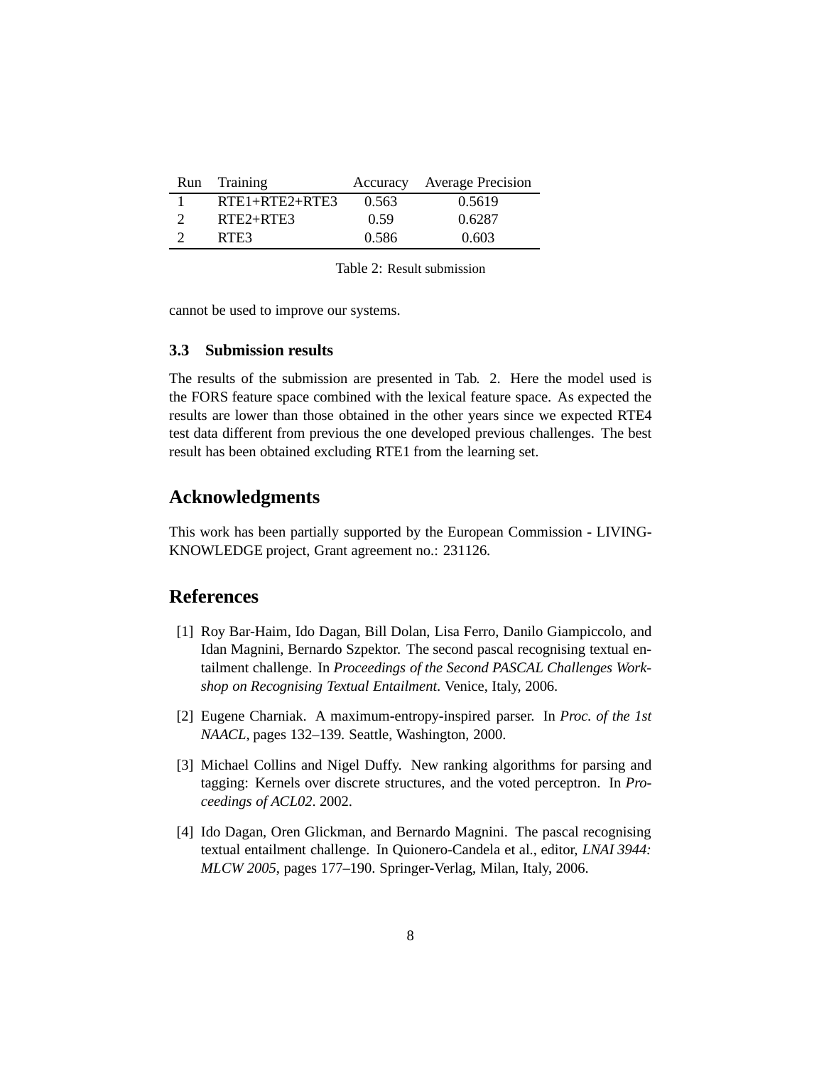| Run | Training | Accuracy | Average Precision |
|---|---|---|---|
| 1 | RTE1+RTE2+RTE3 | 0.563 | 0.5619 |
| 2 | RTE2+RTE3 | 0.59 | 0.6287 |
| 2 | RTE3 | 0.586 | 0.603 |

Table 2: Result submission

cannot be used to improve our systems.

### 3.3 Submission results

The results of the submission are presented in Tab. 2. Here the model used is the FORS feature space combined with the lexical feature space. As expected the results are lower than those obtained in the other years since we expected RTE4 test data different from previous the one developed previous challenges. The best result has been obtained excluding RTE1 from the learning set.

## Acknowledgments

This work has been partially supported by the European Commission - LIVING-KNOWLEDGE project, Grant agreement no.: 231126.

## References

[1] Roy Bar-Haim, Ido Dagan, Bill Dolan, Lisa Ferro, Danilo Giampiccolo, and Idan Magnini, Bernardo Szpektor. The second pascal recognising textual entailment challenge. In *Proceedings of the Second PASCAL Challenges Workshop on Recognising Textual Entailment*. Venice, Italy, 2006.

[2] Eugene Charniak. A maximum-entropy-inspired parser. In *Proc. of the 1st NAACL*, pages 132–139. Seattle, Washington, 2000.

[3] Michael Collins and Nigel Duffy. New ranking algorithms for parsing and tagging: Kernels over discrete structures, and the voted perceptron. In *Proceedings of ACL02*. 2002.

[4] Ido Dagan, Oren Glickman, and Bernardo Magnini. The pascal recognising textual entailment challenge. In Quionero-Candela et al., editor, *LNAI 3944: MLCW 2005*, pages 177–190. Springer-Verlag, Milan, Italy, 2006.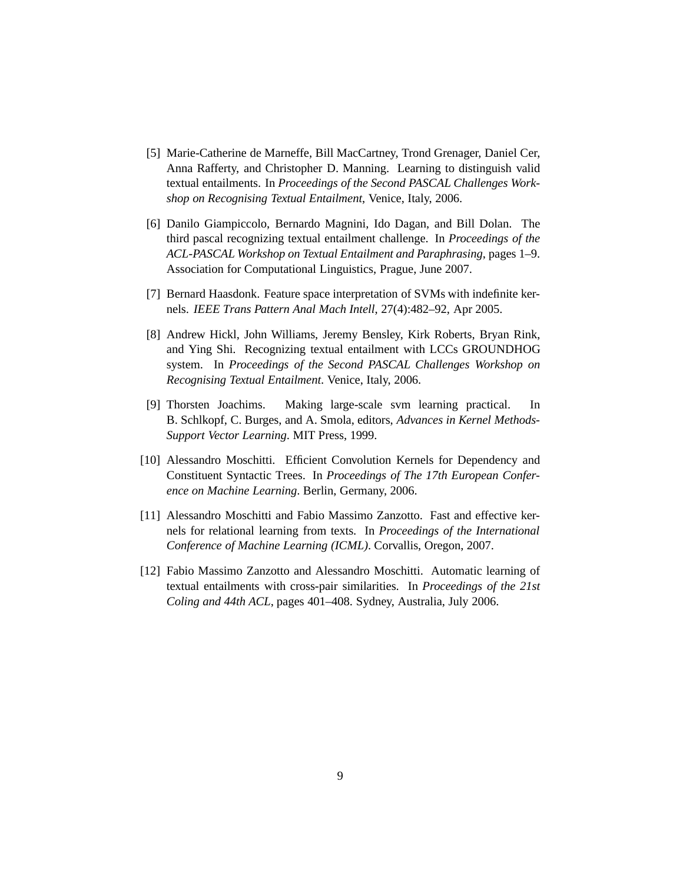[5] Marie-Catherine de Marneffe, Bill MacCartney, Trond Grenager, Daniel Cer, Anna Rafferty, and Christopher D. Manning. Learning to distinguish valid textual entailments. In *Proceedings of the Second PASCAL Challenges Workshop on Recognising Textual Entailment*, Venice, Italy, 2006.

[6] Danilo Giampiccolo, Bernardo Magnini, Ido Dagan, and Bill Dolan. The third pascal recognizing textual entailment challenge. In *Proceedings of the ACL-PASCAL Workshop on Textual Entailment and Paraphrasing*, pages 1–9. Association for Computational Linguistics, Prague, June 2007.

[7] Bernard Haasdonk. Feature space interpretation of SVMs with indefinite kernels. *IEEE Trans Pattern Anal Mach Intell*, 27(4):482–92, Apr 2005.

[8] Andrew Hickl, John Williams, Jeremy Bensley, Kirk Roberts, Bryan Rink, and Ying Shi. Recognizing textual entailment with LCCs GROUNDHOG system. In *Proceedings of the Second PASCAL Challenges Workshop on Recognising Textual Entailment*. Venice, Italy, 2006.

[9] Thorsten Joachims. Making large-scale svm learning practical. In B. Schlkopf, C. Burges, and A. Smola, editors, *Advances in Kernel Methods-Support Vector Learning*. MIT Press, 1999.

[10] Alessandro Moschitti. Efficient Convolution Kernels for Dependency and Constituent Syntactic Trees. In *Proceedings of The 17th European Conference on Machine Learning*. Berlin, Germany, 2006.

[11] Alessandro Moschitti and Fabio Massimo Zanzotto. Fast and effective kernels for relational learning from texts. In *Proceedings of the International Conference of Machine Learning (ICML)*. Corvallis, Oregon, 2007.

[12] Fabio Massimo Zanzotto and Alessandro Moschitti. Automatic learning of textual entailments with cross-pair similarities. In *Proceedings of the 21st Coling and 44th ACL*, pages 401–408. Sydney, Australia, July 2006.